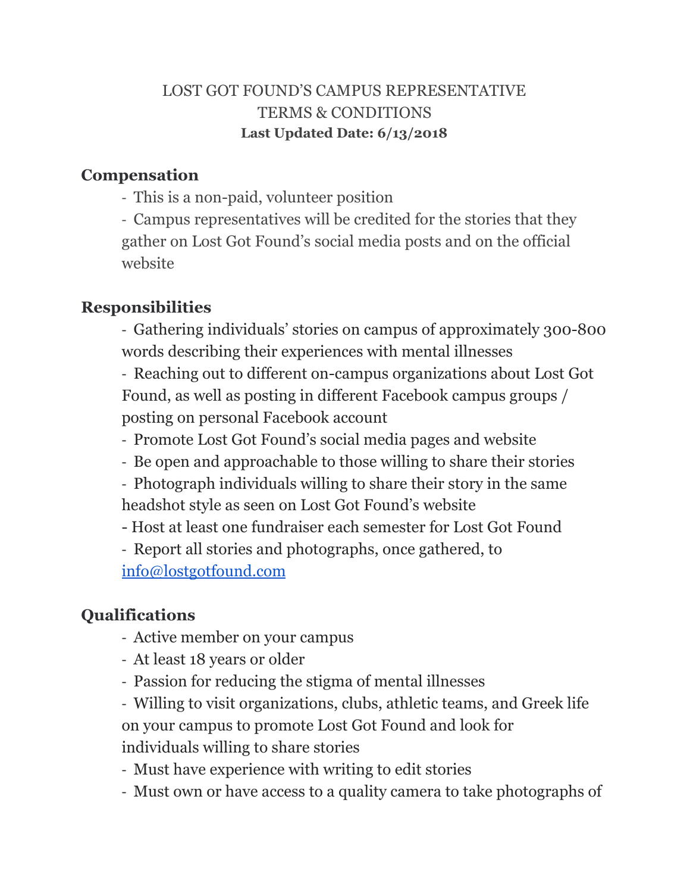# LOST GOT FOUND'S CAMPUS REPRESENTATIVE TERMS & CONDITIONS

**Last Updated Date: 6/13/2018**

## Compensation

- This is a non-paid, volunteer position
- Campus representatives will be credited for the stories that they gather on Lost Got Found's social media posts and on the official website

## Responsibilities

- Gathering individuals' stories on campus of approximately 300-800 words describing their experiences with mental illnesses
- Reaching out to different on-campus organizations about Lost Got Found, as well as posting in different Facebook campus groups / posting on personal Facebook account
- Promote Lost Got Found's social media pages and website
- Be open and approachable to those willing to share their stories
- Photograph individuals willing to share their story in the same headshot style as seen on Lost Got Found's website
- Host at least one fundraiser each semester for Lost Got Found
- Report all stories and photographs, once gathered, to [info@lostgotfound.com](mailto:info@lostgotfound.com)

## Qualifications

- Active member on your campus
- At least 18 years or older
- Passion for reducing the stigma of mental illnesses
- Willing to visit organizations, clubs, athletic teams, and Greek life on your campus to promote Lost Got Found and look for individuals willing to share stories
- Must have experience with writing to edit stories
- Must own or have access to a quality camera to take photographs of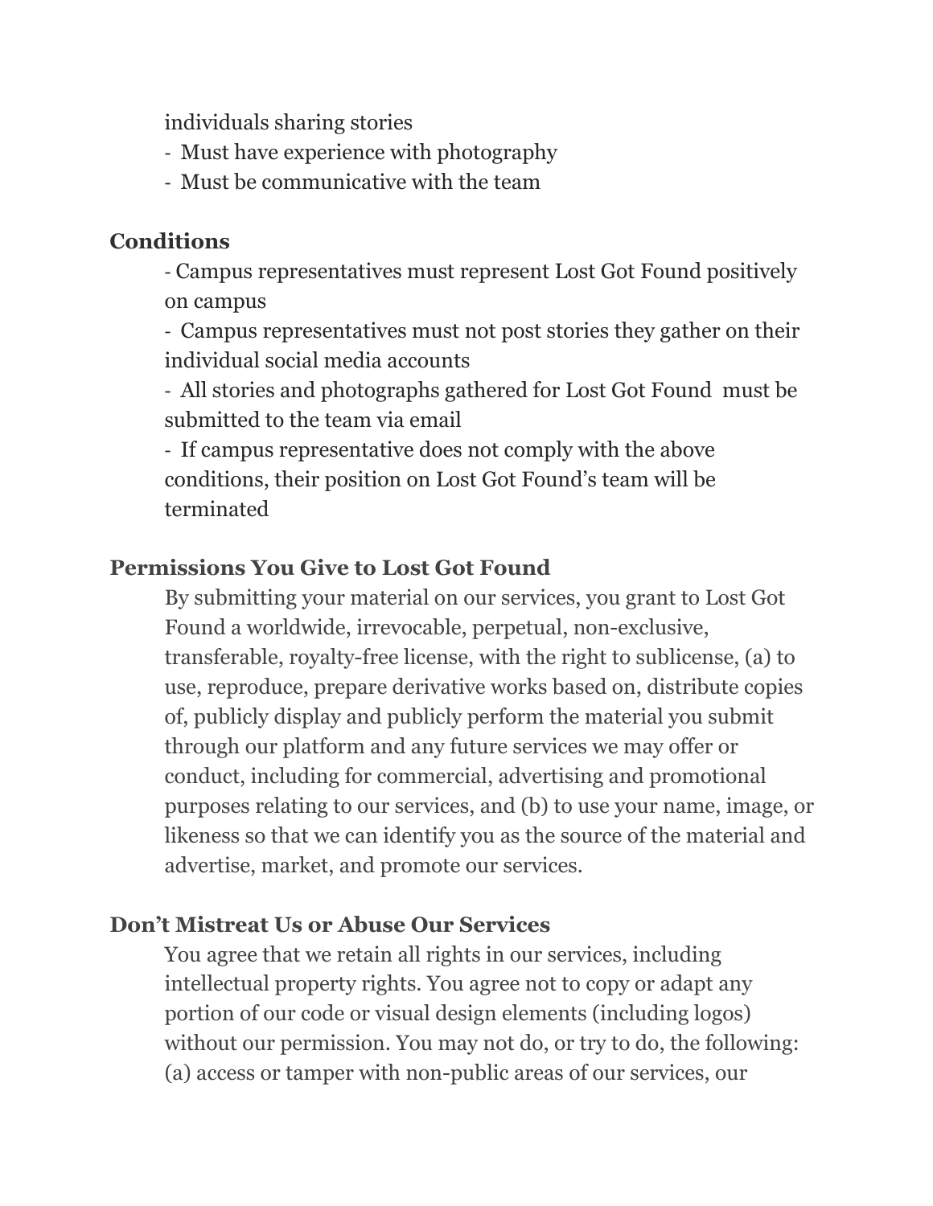individuals sharing stories

- Must have experience with photography
- Must be communicative with the team

**Conditions**

- Campus representatives must represent Lost Got Found positively on campus
- Campus representatives must not post stories they gather on their individual social media accounts
- All stories and photographs gathered for Lost Got Found must be submitted to the team via email
- If campus representative does not comply with the above conditions, their position on Lost Got Found's team will be terminated

**Permissions You Give to Lost Got Found**

By submitting your material on our services, you grant to Lost Got Found a worldwide, irrevocable, perpetual, non-exclusive, transferable, royalty-free license, with the right to sublicense, (a) to use, reproduce, prepare derivative works based on, distribute copies of, publicly display and publicly perform the material you submit through our platform and any future services we may offer or conduct, including for commercial, advertising and promotional purposes relating to our services, and (b) to use your name, image, or likeness so that we can identify you as the source of the material and advertise, market, and promote our services.

**Don't Mistreat Us or Abuse Our Services**

You agree that we retain all rights in our services, including intellectual property rights. You agree not to copy or adapt any portion of our code or visual design elements (including logos) without our permission. You may not do, or try to do, the following: (a) access or tamper with non-public areas of our services, our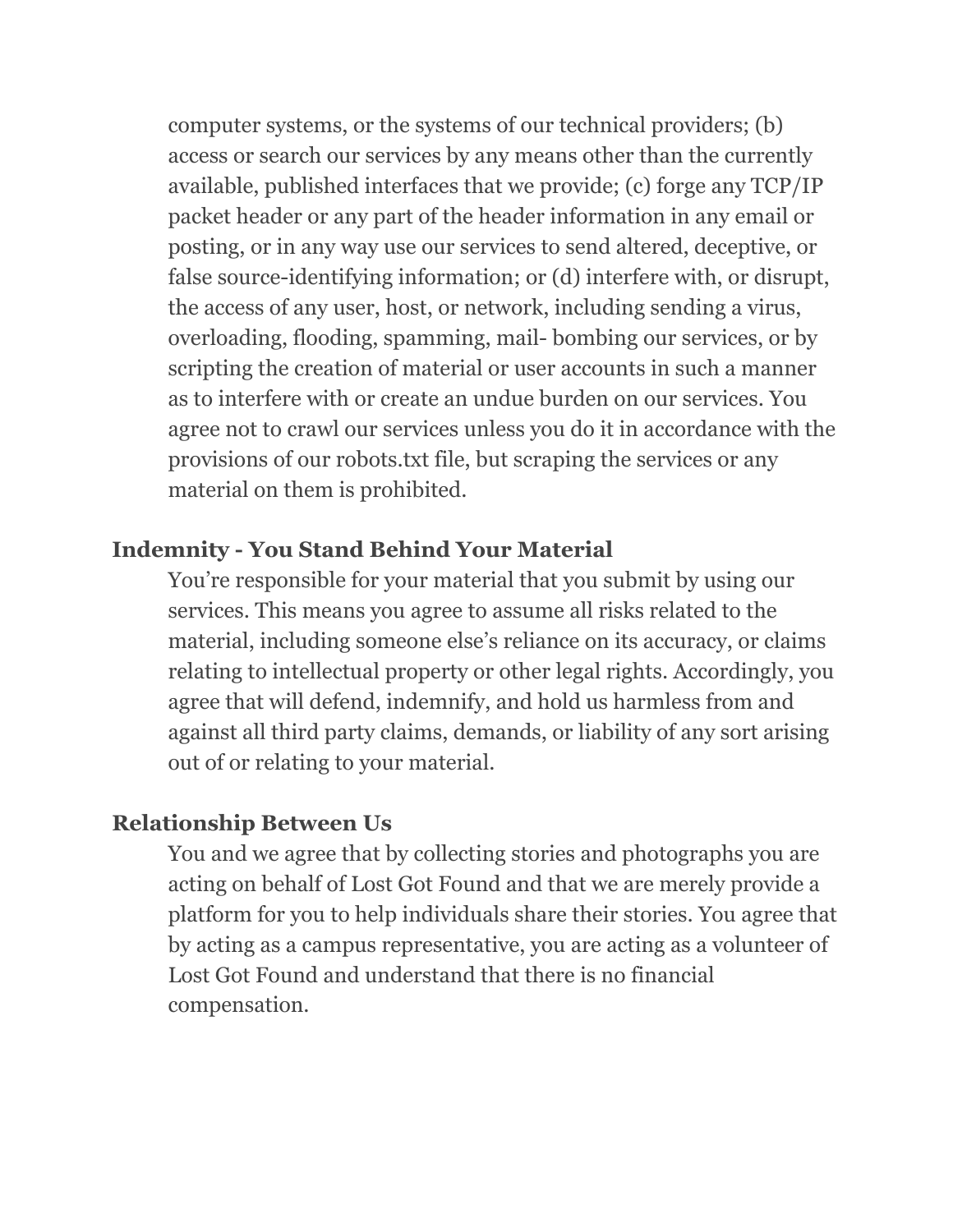computer systems, or the systems of our technical providers; (b) access or search our services by any means other than the currently available, published interfaces that we provide; (c) forge any TCP/IP packet header or any part of the header information in any email or posting, or in any way use our services to send altered, deceptive, or false source-identifying information; or (d) interfere with, or disrupt, the access of any user, host, or network, including sending a virus, overloading, flooding, spamming, mail- bombing our services, or by scripting the creation of material or user accounts in such a manner as to interfere with or create an undue burden on our services. You agree not to crawl our services unless you do it in accordance with the provisions of our robots.txt file, but scraping the services or any material on them is prohibited.

**Indemnity - You Stand Behind Your Material**

You're responsible for your material that you submit by using our services. This means you agree to assume all risks related to the material, including someone else's reliance on its accuracy, or claims relating to intellectual property or other legal rights. Accordingly, you agree that will defend, indemnify, and hold us harmless from and against all third party claims, demands, or liability of any sort arising out of or relating to your material.

**Relationship Between Us**

You and we agree that by collecting stories and photographs you are acting on behalf of Lost Got Found and that we are merely provide a platform for you to help individuals share their stories. You agree that by acting as a campus representative, you are acting as a volunteer of Lost Got Found and understand that there is no financial compensation.